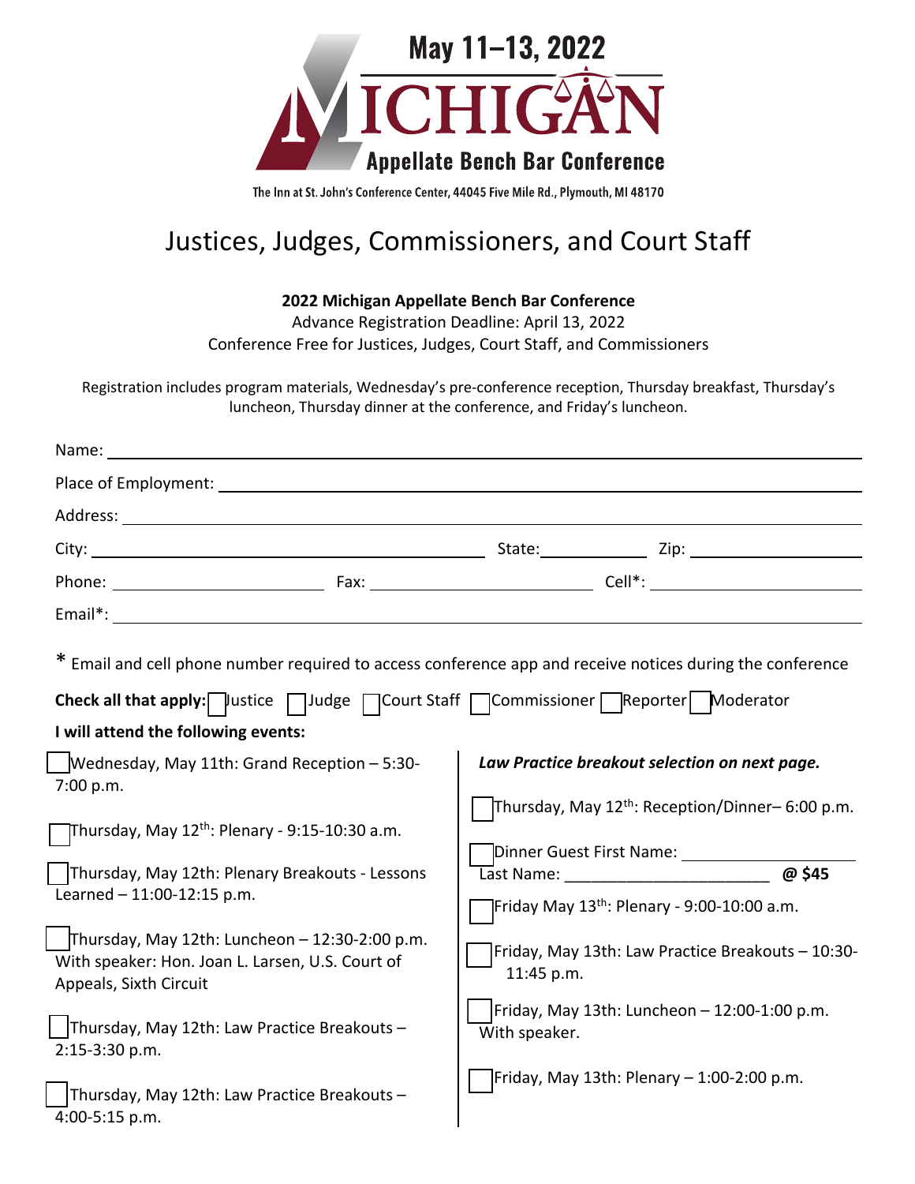May 11–13, 2022

# MICHIGAN

Appellate Bench Bar Conference

The Inn at St. John's Conference Center, 44045 Five Mile Rd., Plymouth, MI 48170

# Justices, Judges, Commissioners, and Court Staff

**2022 Michigan Appellate Bench Bar Conference**

Advance Registration Deadline: April 13, 2022

Conference Free for Justices, Judges, Court Staff, and Commissioners

Registration includes program materials, Wednesday's pre-conference reception, Thursday breakfast, Thursday's luncheon, Thursday dinner at the conference, and Friday's luncheon.

Name: ______________________________

Place of Employment: ______________________________

Address: ______________________________

City: ______________________ State: __________ Zip: __________

Phone: __________________ Fax: __________________ Cell*: __________________

Email*: ______________________________

* Email and cell phone number required to access conference app and receive notices during the conference

**Check all that apply:** ☐ Justice ☐ Judge ☐ Court Staff ☐ Commissioner ☐ Reporter ☐ Moderator

**I will attend the following events:**

☐ Wednesday, May 11th: Grand Reception – 5:30-7:00 p.m.

☐ Thursday, May 12th: Plenary - 9:15-10:30 a.m.

☐ Thursday, May 12th: Plenary Breakouts - Lessons Learned – 11:00-12:15 p.m.

☐ Thursday, May 12th: Luncheon – 12:30-2:00 p.m. With speaker: Hon. Joan L. Larsen, U.S. Court of Appeals, Sixth Circuit

☐ Thursday, May 12th: Law Practice Breakouts – 2:15-3:30 p.m.

☐ Thursday, May 12th: Law Practice Breakouts – 4:00-5:15 p.m.

***Law Practice breakout selection on next page.***

☐ Thursday, May 12th: Reception/Dinner– 6:00 p.m.

☐ Dinner Guest First Name: ______________ Last Name: ______________ **@ $45**

☐ Friday May 13th: Plenary - 9:00-10:00 a.m.

☐ Friday, May 13th: Law Practice Breakouts – 10:30-11:45 p.m.

☐ Friday, May 13th: Luncheon – 12:00-1:00 p.m. With speaker.

☐ Friday, May 13th: Plenary – 1:00-2:00 p.m.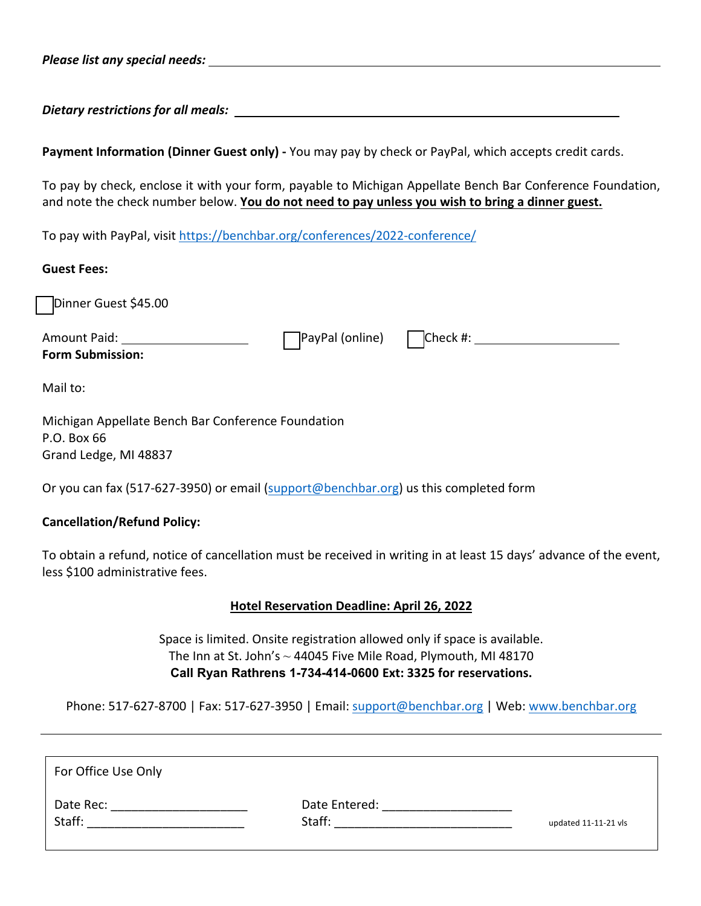***Please list any special needs:*** ______________________________________________

***Dietary restrictions for all meals:*** ______________________________________________

**Payment Information (Dinner Guest only) -** You may pay by check or PayPal, which accepts credit cards.

To pay by check, enclose it with your form, payable to Michigan Appellate Bench Bar Conference Foundation, and note the check number below. **You do not need to pay unless you wish to bring a dinner guest.**

To pay with PayPal, visit https://benchbar.org/conferences/2022-conference/

**Guest Fees:**

☐ Dinner Guest $45.00

Amount Paid: ____________________ ☐ PayPal (online) ☐ Check #: ____________________

**Form Submission:**

Mail to:

Michigan Appellate Bench Bar Conference Foundation
P.O. Box 66
Grand Ledge, MI 48837

Or you can fax (517-627-3950) or email (support@benchbar.org) us this completed form

**Cancellation/Refund Policy:**

To obtain a refund, notice of cancellation must be received in writing in at least 15 days' advance of the event, less $100 administrative fees.

**Hotel Reservation Deadline: April 26, 2022**

Space is limited. Onsite registration allowed only if space is available.
The Inn at St. John's ~ 44045 Five Mile Road, Plymouth, MI 48170
**Call Ryan Rathrens 1-734-414-0600 Ext: 3325 for reservations.**

Phone: 517-627-8700 | Fax: 517-627-3950 | Email: support@benchbar.org | Web: www.benchbar.org

---

For Office Use Only

Date Rec: ____________________ Date Entered: ____________________
Staff: ____________________ Staff: ____________________

updated 11-11-21 vls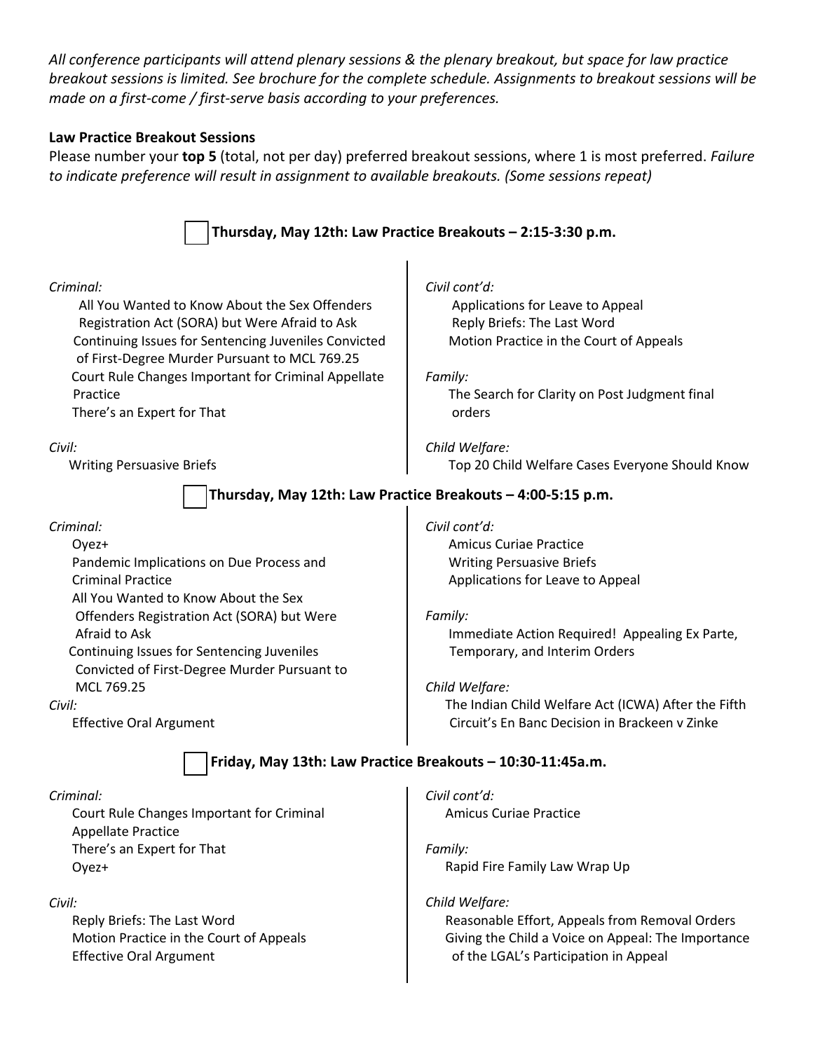*All conference participants will attend plenary sessions & the plenary breakout, but space for law practice breakout sessions is limited. See brochure for the complete schedule. Assignments to breakout sessions will be made on a first-come / first-serve basis according to your preferences.*

**Law Practice Breakout Sessions**

Please number your **top 5** (total, not per day) preferred breakout sessions, where 1 is most preferred. *Failure to indicate preference will result in assignment to available breakouts. (Some sessions repeat)*

### ☐ Thursday, May 12th: Law Practice Breakouts – 2:15-3:30 p.m.

*Criminal:*

- All You Wanted to Know About the Sex Offenders Registration Act (SORA) but Were Afraid to Ask
- Continuing Issues for Sentencing Juveniles Convicted of First-Degree Murder Pursuant to MCL 769.25
- Court Rule Changes Important for Criminal Appellate Practice
- There's an Expert for That

*Civil:*

- Writing Persuasive Briefs

*Civil cont'd:*

- Applications for Leave to Appeal
- Reply Briefs: The Last Word
- Motion Practice in the Court of Appeals

*Family:*

- The Search for Clarity on Post Judgment final orders

*Child Welfare:*

- Top 20 Child Welfare Cases Everyone Should Know

### ☐ Thursday, May 12th: Law Practice Breakouts – 4:00-5:15 p.m.

*Criminal:*

- Oyez+
- Pandemic Implications on Due Process and Criminal Practice
- All You Wanted to Know About the Sex Offenders Registration Act (SORA) but Were Afraid to Ask
- Continuing Issues for Sentencing Juveniles Convicted of First-Degree Murder Pursuant to MCL 769.25

*Civil:*

- Effective Oral Argument

*Civil cont'd:*

- Amicus Curiae Practice
- Writing Persuasive Briefs
- Applications for Leave to Appeal

*Family:*

- Immediate Action Required! Appealing Ex Parte, Temporary, and Interim Orders

*Child Welfare:*

- The Indian Child Welfare Act (ICWA) After the Fifth Circuit's En Banc Decision in Brackeen v Zinke

### ☐ Friday, May 13th: Law Practice Breakouts – 10:30-11:45a.m.

*Criminal:*

- Court Rule Changes Important for Criminal Appellate Practice
- There's an Expert for That
- Oyez+

*Civil:*

- Reply Briefs: The Last Word
- Motion Practice in the Court of Appeals
- Effective Oral Argument

*Civil cont'd:*

- Amicus Curiae Practice

*Family:*

- Rapid Fire Family Law Wrap Up

*Child Welfare:*

- Reasonable Effort, Appeals from Removal Orders
- Giving the Child a Voice on Appeal: The Importance of the LGAL's Participation in Appeal